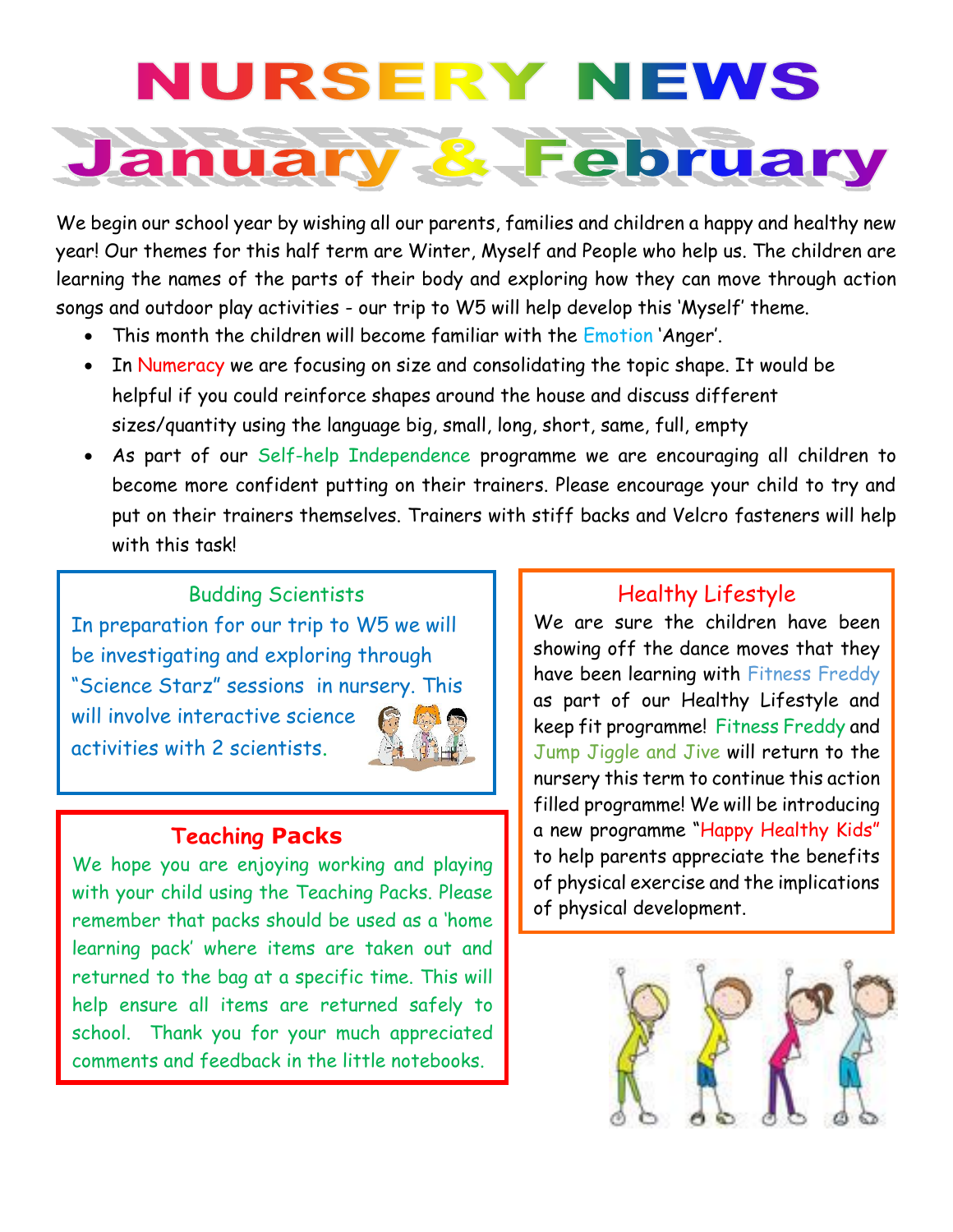# NURSERY NEWS

## January & February

We begin our school year by wishing all our parents, families and children a happy and healthy new year! Our themes for this half term are Winter, Myself and People who help us. The children are learning the names of the parts of their body and exploring how they can move through action songs and outdoor play activities - our trip to W5 will help develop this 'Myself' theme.

- This month the children will become familiar with the Emotion 'Anger'.
- In Numeracy we are focusing on size and consolidating the topic shape. It would be helpful if you could reinforce shapes around the house and discuss different sizes/quantity using the language big, small, long, short, same, full, empty
- As part of our Self-help Independence programme we are encouraging all children to become more confident putting on their trainers. Please encourage your child to try and put on their trainers themselves. Trainers with stiff backs and Velcro fasteners will help with this task!

### Budding Scientists

In preparation for our trip to W5 we will be investigating and exploring through "Science Starz" sessions in nursery. This will involve interactive science activities with 2 scientists.

### Teaching Packs

We hope you are enjoying working and playing with your child using the Teaching Packs. Please remember that packs should be used as a 'home learning pack' where items are taken out and returned to the bag at a specific time. This will help ensure all items are returned safely to school. Thank you for your much appreciated comments and feedback in the little notebooks.

### Healthy Lifestyle

We are sure the children have been showing off the dance moves that they have been learning with Fitness Freddy as part of our Healthy Lifestyle and keep fit programme! Fitness Freddy and Jump Jiggle and Jive will return to the nursery this term to continue this action filled programme! We will be introducing a new programme "Happy Healthy Kids" to help parents appreciate the benefits of physical exercise and the implications of physical development.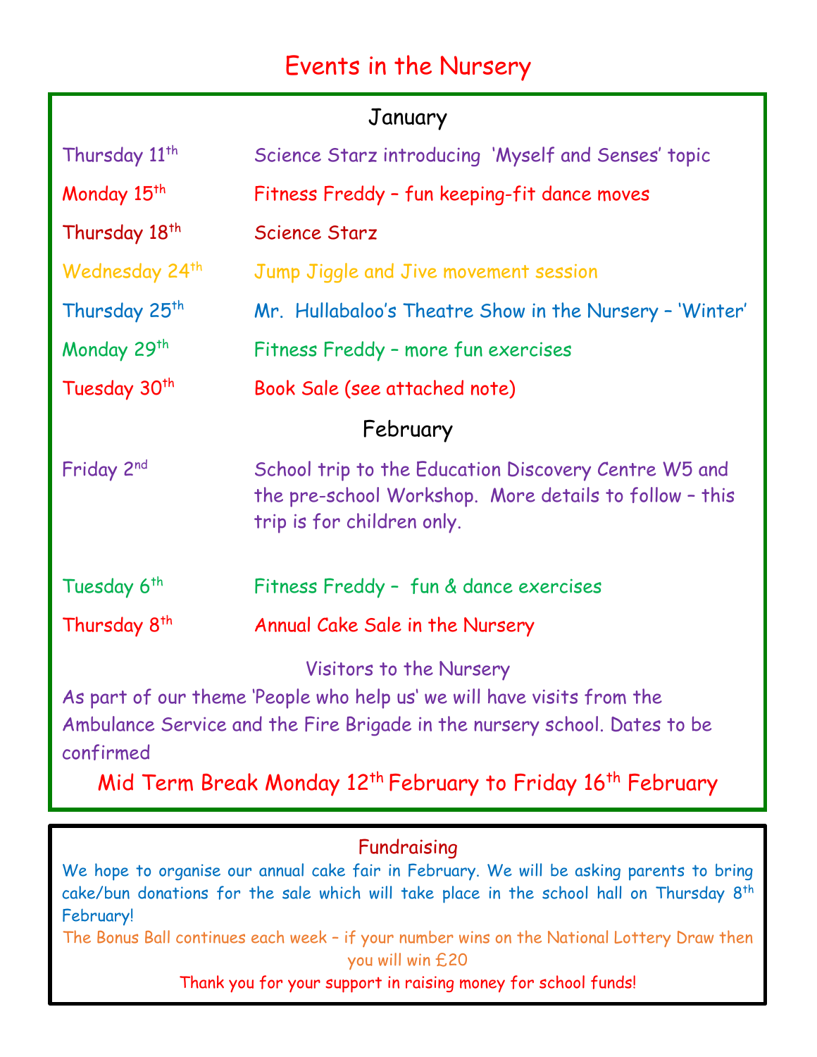# Events in the Nursery

## January

| | |
|---|---|
| Thursday 11th | Science Starz introducing 'Myself and Senses' topic |
| Monday 15th | Fitness Freddy – fun keeping-fit dance moves |
| Thursday 18th | Science Starz |
| Wednesday 24th | Jump Jiggle and Jive movement session |
| Thursday 25th | Mr. Hullabaloo's Theatre Show in the Nursery – 'Winter' |
| Monday 29th | Fitness Freddy – more fun exercises |
| Tuesday 30th | Book Sale (see attached note) |

## February

| | |
|---|---|
| Friday 2nd | School trip to the Education Discovery Centre W5 and the pre-school Workshop. More details to follow – this trip is for children only. |
| Tuesday 6th | Fitness Freddy – fun & dance exercises |
| Thursday 8th | Annual Cake Sale in the Nursery |

### Visitors to the Nursery

As part of our theme 'People who help us' we will have visits from the Ambulance Service and the Fire Brigade in the nursery school. Dates to be confirmed

**Mid Term Break Monday 12th February to Friday 16th February**

## Fundraising

We hope to organise our annual cake fair in February. We will be asking parents to bring cake/bun donations for the sale which will take place in the school hall on Thursday 8th February!

The Bonus Ball continues each week – if your number wins on the National Lottery Draw then you will win £20

Thank you for your support in raising money for school funds!